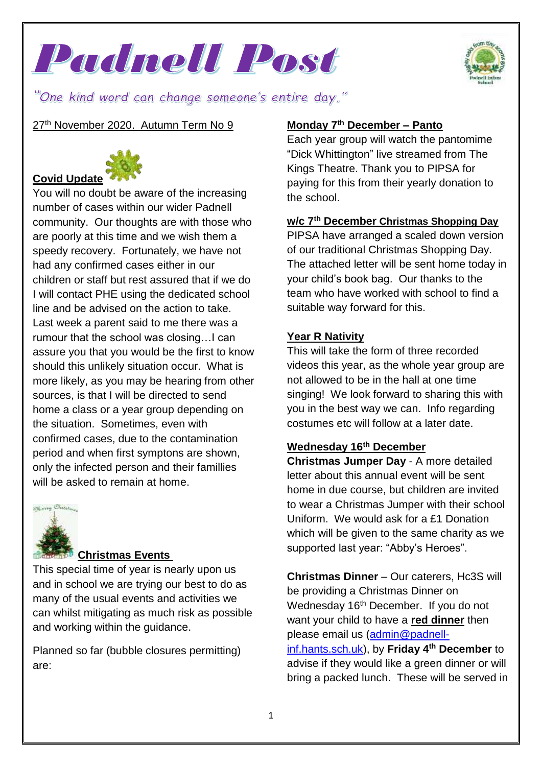# Padnell Post

*"One kind word can change someone's entire day."*

27th November 2020. Autumn Term No 9

## Covid Update

You will no doubt be aware of the increasing number of cases within our wider Padnell community. Our thoughts are with those who are poorly at this time and we wish them a speedy recovery. Fortunately, we have not had any confirmed cases either in our children or staff but rest assured that if we do I will contact PHE using the dedicated school line and be advised on the action to take. Last week a parent said to me there was a rumour that the school was closing…I can assure you that you would be the first to know should this unlikely situation occur. What is more likely, as you may be hearing from other sources, is that I will be directed to send home a class or a year group depending on the situation. Sometimes, even with confirmed cases, due to the contamination period and when first symptons are shown, only the infected person and their famillies will be asked to remain at home.

## Christmas Events

This special time of year is nearly upon us and in school we are trying our best to do as many of the usual events and activities we can whilst mitigating as much risk as possible and working within the guidance.

Planned so far (bubble closures permitting) are:

### Monday 7th December – Panto

Each year group will watch the pantomime "Dick Whittington" live streamed from The Kings Theatre. Thank you to PIPSA for paying for this from their yearly donation to the school.

### w/c 7th December Christmas Shopping Day

PIPSA have arranged a scaled down version of our traditional Christmas Shopping Day. The attached letter will be sent home today in your child's book bag. Our thanks to the team who have worked with school to find a suitable way forward for this.

### Year R Nativity

This will take the form of three recorded videos this year, as the whole year group are not allowed to be in the hall at one time singing! We look forward to sharing this with you in the best way we can. Info regarding costumes etc will follow at a later date.

### Wednesday 16th December

**Christmas Jumper Day** - A more detailed letter about this annual event will be sent home in due course, but children are invited to wear a Christmas Jumper with their school Uniform. We would ask for a £1 Donation which will be given to the same charity as we supported last year: "Abby's Heroes".

**Christmas Dinner** – Our caterers, Hc3S will be providing a Christmas Dinner on Wednesday 16th December. If you do not want your child to have a **red dinner** then please email us (admin@padnell-inf.hants.sch.uk), by **Friday 4th December** to advise if they would like a green dinner or will bring a packed lunch. These will be served in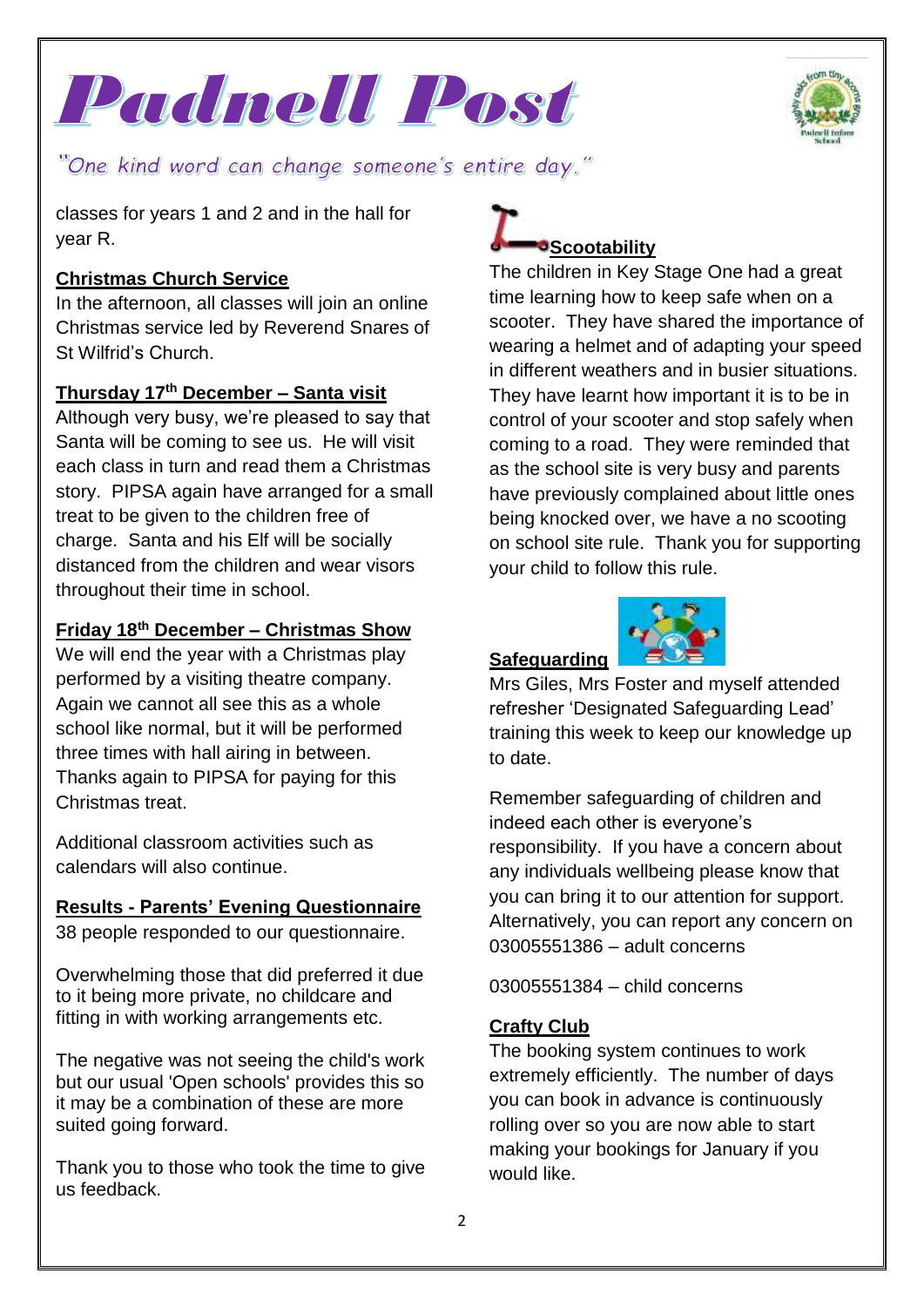# Padnell Post

*"One kind word can change someone's entire day."*

classes for years 1 and 2 and in the hall for year R.

**Christmas Church Service**

In the afternoon, all classes will join an online Christmas service led by Reverend Snares of St Wilfrid's Church.

**Thursday 17th December – Santa visit**

Although very busy, we're pleased to say that Santa will be coming to see us. He will visit each class in turn and read them a Christmas story. PIPSA again have arranged for a small treat to be given to the children free of charge. Santa and his Elf will be socially distanced from the children and wear visors throughout their time in school.

**Friday 18th December – Christmas Show**

We will end the year with a Christmas play performed by a visiting theatre company. Again we cannot all see this as a whole school like normal, but it will be performed three times with hall airing in between. Thanks again to PIPSA for paying for this Christmas treat.

Additional classroom activities such as calendars will also continue.

**Results - Parents' Evening Questionnaire**

38 people responded to our questionnaire.

Overwhelming those that did preferred it due to it being more private, no childcare and fitting in with working arrangements etc.

The negative was not seeing the child's work but our usual 'Open schools' provides this so it may be a combination of these are more suited going forward.

Thank you to those who took the time to give us feedback.

**Scootability**

The children in Key Stage One had a great time learning how to keep safe when on a scooter. They have shared the importance of wearing a helmet and of adapting your speed in different weathers and in busier situations. They have learnt how important it is to be in control of your scooter and stop safely when coming to a road. They were reminded that as the school site is very busy and parents have previously complained about little ones being knocked over, we have a no scooting on school site rule. Thank you for supporting your child to follow this rule.

**Safeguarding**

Mrs Giles, Mrs Foster and myself attended refresher 'Designated Safeguarding Lead' training this week to keep our knowledge up to date.

Remember safeguarding of children and indeed each other is everyone's responsibility. If you have a concern about any individuals wellbeing please know that you can bring it to our attention for support. Alternatively, you can report any concern on 03005551386 – adult concerns

03005551384 – child concerns

**Crafty Club**

The booking system continues to work extremely efficiently. The number of days you can book in advance is continuously rolling over so you are now able to start making your bookings for January if you would like.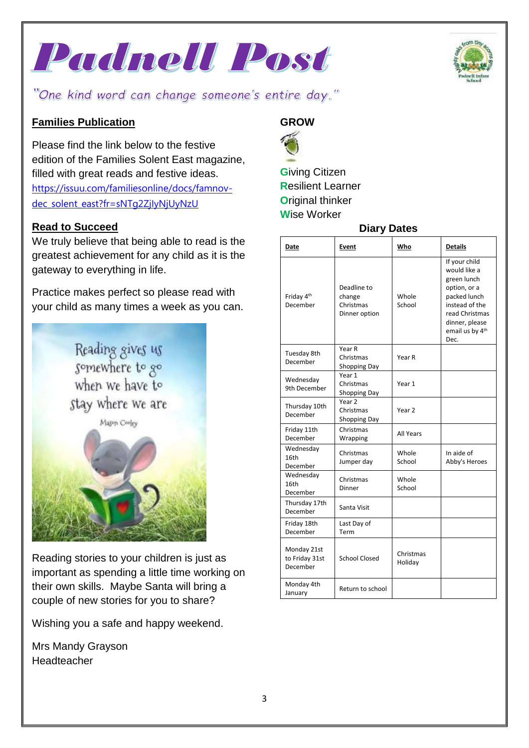# Padnell Post

*"One kind word can change someone's entire day."*

## Families Publication

Please find the link below to the festive edition of the Families Solent East magazine, filled with great reads and festive ideas.
https://issuu.com/familiesonline/docs/famnov-dec_solent_east?fr=sNTg2ZjIyNjUyNzU

## Read to Succeed

We truly believe that being able to read is the greatest achievement for any child as it is the gateway to everything in life.

Practice makes perfect so please read with your child as many times a week as you can.

Reading gives us somewhere to go when we have to stay where we are

Mason Cooley

Reading stories to your children is just as important as spending a little time working on their own skills. Maybe Santa will bring a couple of new stories for you to share?

Wishing you a safe and happy weekend.

Mrs Mandy Grayson
Headteacher

## GROW

**G**iving Citizen
**R**esilient Learner
**O**riginal thinker
**W**ise Worker

### Diary Dates

| Date | Event | Who | Details |
|---|---|---|---|
| Friday 4th December | Deadline to change Christmas Dinner option | Whole School | If your child would like a green lunch option, or a packed lunch instead of the read Christmas dinner, please email us by 4th Dec. |
| Tuesday 8th December | Year R Christmas Shopping Day | Year R | |
| Wednesday 9th December | Year 1 Christmas Shopping Day | Year 1 | |
| Thursday 10th December | Year 2 Christmas Shopping Day | Year 2 | |
| Friday 11th December | Christmas Wrapping | All Years | |
| Wednesday 16th December | Christmas Jumper day | Whole School | In aide of Abby's Heroes |
| Wednesday 16th December | Christmas Dinner | Whole School | |
| Thursday 17th December | Santa Visit | | |
| Friday 18th December | Last Day of Term | | |
| Monday 21st to Friday 31st December | School Closed | Christmas Holiday | |
| Monday 4th January | Return to school | | |